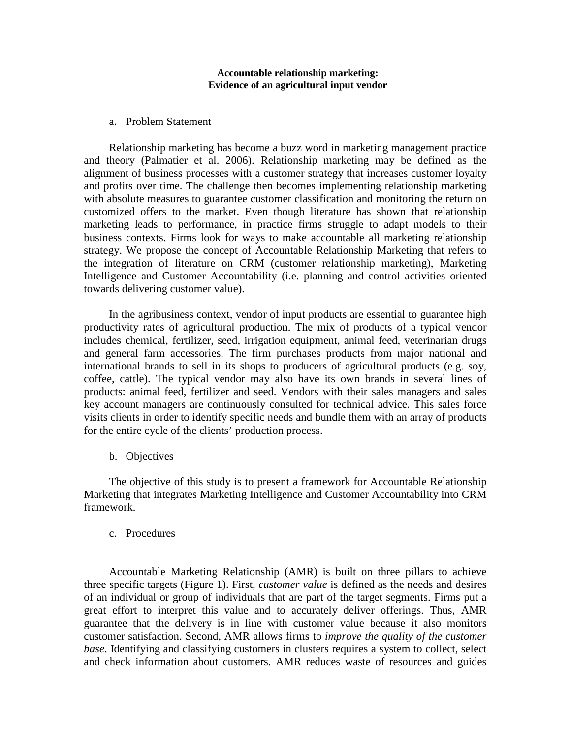# Accountable relationship marketing: Evidence of an agricultural input vendor

## a. Problem Statement

Relationship marketing has become a buzz word in marketing management practice and theory (Palmatier et al. 2006). Relationship marketing may be defined as the alignment of business processes with a customer strategy that increases customer loyalty and profits over time. The challenge then becomes implementing relationship marketing with absolute measures to guarantee customer classification and monitoring the return on customized offers to the market. Even though literature has shown that relationship marketing leads to performance, in practice firms struggle to adapt models to their business contexts. Firms look for ways to make accountable all marketing relationship strategy. We propose the concept of Accountable Relationship Marketing that refers to the integration of literature on CRM (customer relationship marketing), Marketing Intelligence and Customer Accountability (i.e. planning and control activities oriented towards delivering customer value).

In the agribusiness context, vendor of input products are essential to guarantee high productivity rates of agricultural production. The mix of products of a typical vendor includes chemical, fertilizer, seed, irrigation equipment, animal feed, veterinarian drugs and general farm accessories. The firm purchases products from major national and international brands to sell in its shops to producers of agricultural products (e.g. soy, coffee, cattle). The typical vendor may also have its own brands in several lines of products: animal feed, fertilizer and seed. Vendors with their sales managers and sales key account managers are continuously consulted for technical advice. This sales force visits clients in order to identify specific needs and bundle them with an array of products for the entire cycle of the clients' production process.

## b. Objectives

The objective of this study is to present a framework for Accountable Relationship Marketing that integrates Marketing Intelligence and Customer Accountability into CRM framework.

## c. Procedures

Accountable Marketing Relationship (AMR) is built on three pillars to achieve three specific targets (Figure 1). First, *customer value* is defined as the needs and desires of an individual or group of individuals that are part of the target segments. Firms put a great effort to interpret this value and to accurately deliver offerings. Thus, AMR guarantee that the delivery is in line with customer value because it also monitors customer satisfaction. Second, AMR allows firms to *improve the quality of the customer base*. Identifying and classifying customers in clusters requires a system to collect, select and check information about customers. AMR reduces waste of resources and guides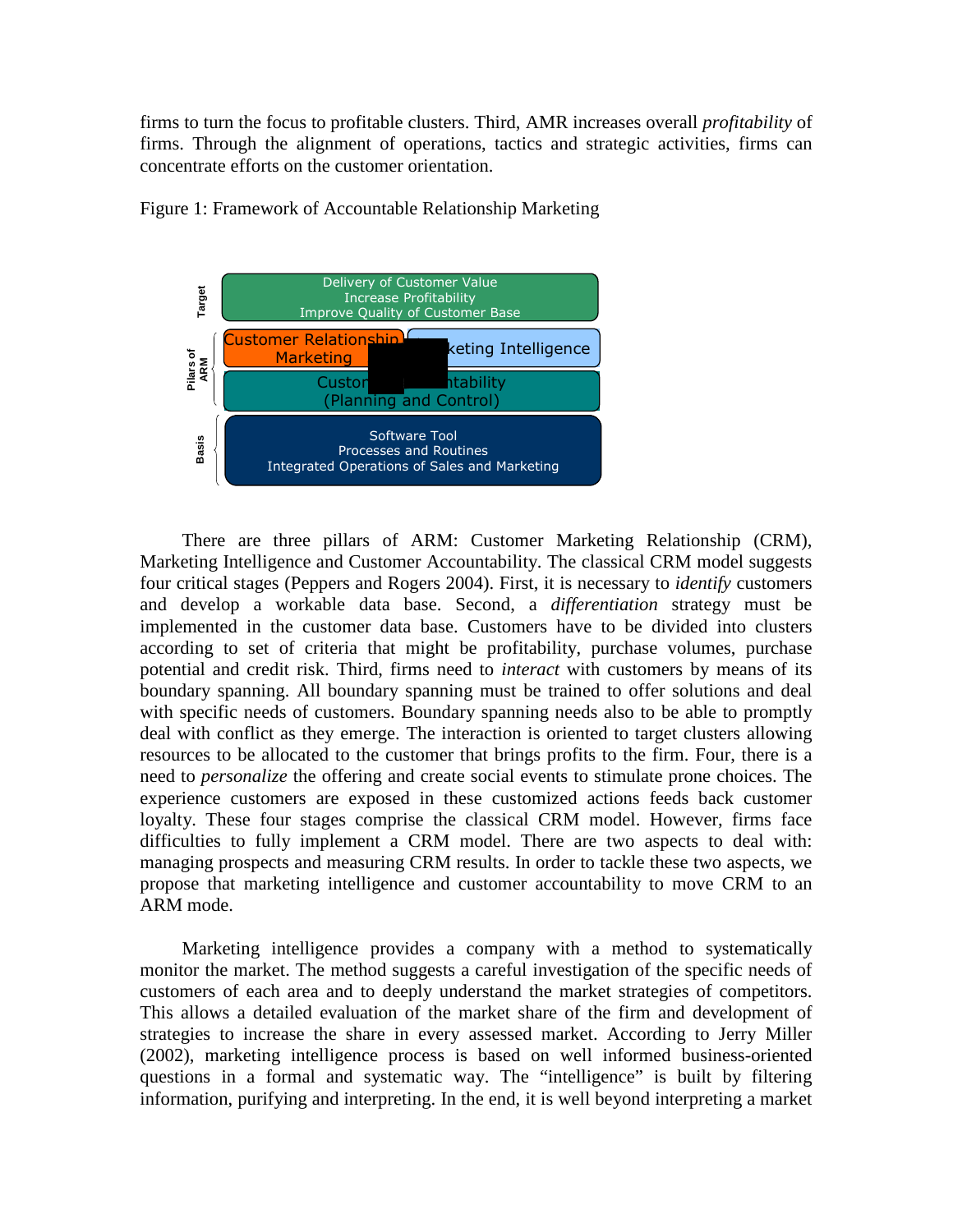firms to turn the focus to profitable clusters. Third, AMR increases overall *profitability* of firms. Through the alignment of operations, tactics and strategic activities, firms can concentrate efforts on the customer orientation.

Figure 1: Framework of Accountable Relationship Marketing

There are three pillars of ARM: Customer Marketing Relationship (CRM), Marketing Intelligence and Customer Accountability. The classical CRM model suggests four critical stages (Peppers and Rogers 2004). First, it is necessary to *identify* customers and develop a workable data base. Second, a *differentiation* strategy must be implemented in the customer data base. Customers have to be divided into clusters according to set of criteria that might be profitability, purchase volumes, purchase potential and credit risk. Third, firms need to *interact* with customers by means of its boundary spanning. All boundary spanning must be trained to offer solutions and deal with specific needs of customers. Boundary spanning needs also to be able to promptly deal with conflict as they emerge. The interaction is oriented to target clusters allowing resources to be allocated to the customer that brings profits to the firm. Four, there is a need to *personalize* the offering and create social events to stimulate prone choices. The experience customers are exposed in these customized actions feeds back customer loyalty. These four stages comprise the classical CRM model. However, firms face difficulties to fully implement a CRM model. There are two aspects to deal with: managing prospects and measuring CRM results. In order to tackle these two aspects, we propose that marketing intelligence and customer accountability to move CRM to an ARM mode.

Marketing intelligence provides a company with a method to systematically monitor the market. The method suggests a careful investigation of the specific needs of customers of each area and to deeply understand the market strategies of competitors. This allows a detailed evaluation of the market share of the firm and development of strategies to increase the share in every assessed market. According to Jerry Miller (2002), marketing intelligence process is based on well informed business-oriented questions in a formal and systematic way. The “intelligence” is built by filtering information, purifying and interpreting. In the end, it is well beyond interpreting a market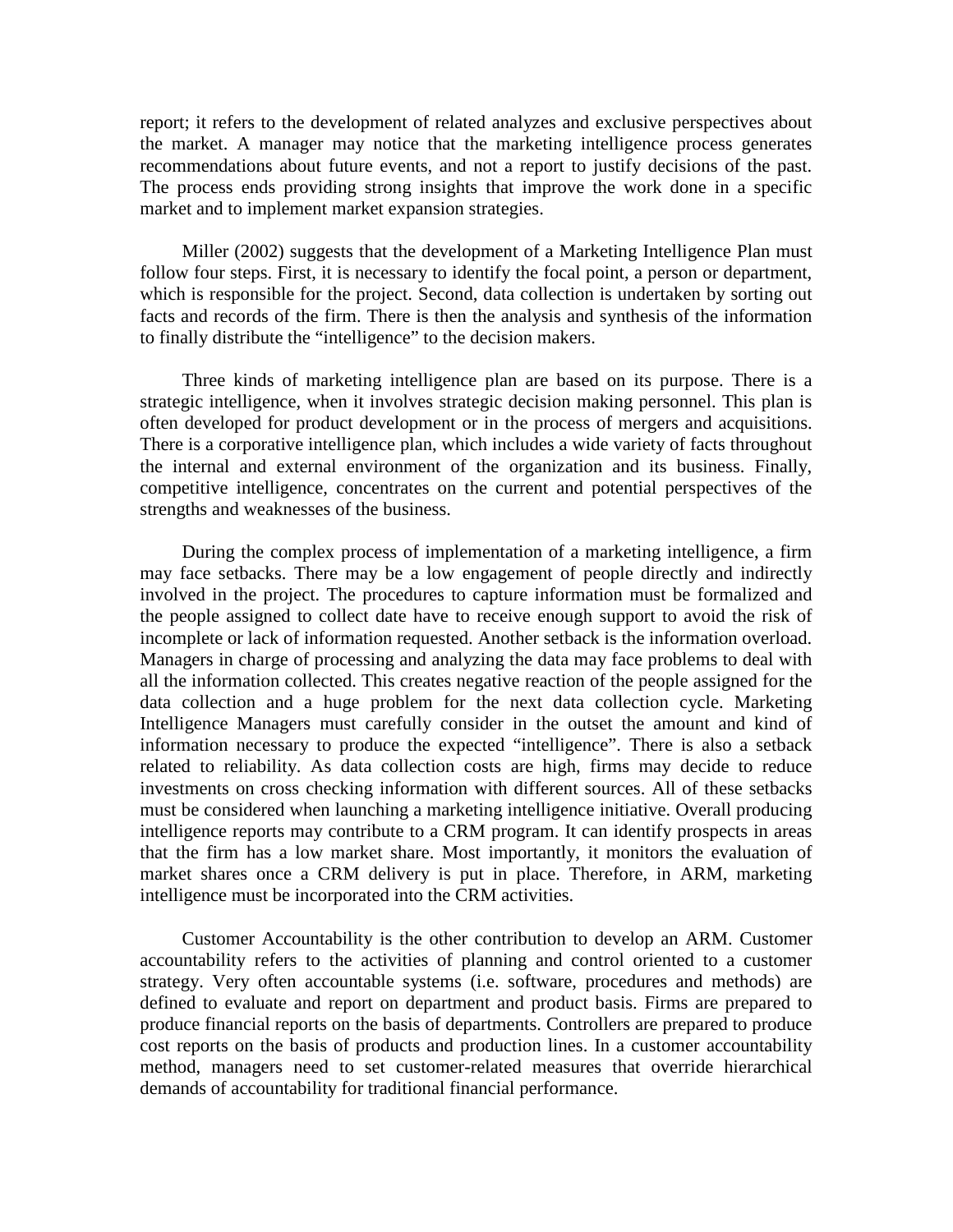report; it refers to the development of related analyzes and exclusive perspectives about the market. A manager may notice that the marketing intelligence process generates recommendations about future events, and not a report to justify decisions of the past. The process ends providing strong insights that improve the work done in a specific market and to implement market expansion strategies.

Miller (2002) suggests that the development of a Marketing Intelligence Plan must follow four steps. First, it is necessary to identify the focal point, a person or department, which is responsible for the project. Second, data collection is undertaken by sorting out facts and records of the firm. There is then the analysis and synthesis of the information to finally distribute the "intelligence" to the decision makers.

Three kinds of marketing intelligence plan are based on its purpose. There is a strategic intelligence, when it involves strategic decision making personnel. This plan is often developed for product development or in the process of mergers and acquisitions. There is a corporative intelligence plan, which includes a wide variety of facts throughout the internal and external environment of the organization and its business. Finally, competitive intelligence, concentrates on the current and potential perspectives of the strengths and weaknesses of the business.

During the complex process of implementation of a marketing intelligence, a firm may face setbacks. There may be a low engagement of people directly and indirectly involved in the project. The procedures to capture information must be formalized and the people assigned to collect date have to receive enough support to avoid the risk of incomplete or lack of information requested. Another setback is the information overload. Managers in charge of processing and analyzing the data may face problems to deal with all the information collected. This creates negative reaction of the people assigned for the data collection and a huge problem for the next data collection cycle. Marketing Intelligence Managers must carefully consider in the outset the amount and kind of information necessary to produce the expected "intelligence". There is also a setback related to reliability. As data collection costs are high, firms may decide to reduce investments on cross checking information with different sources. All of these setbacks must be considered when launching a marketing intelligence initiative. Overall producing intelligence reports may contribute to a CRM program. It can identify prospects in areas that the firm has a low market share. Most importantly, it monitors the evaluation of market shares once a CRM delivery is put in place. Therefore, in ARM, marketing intelligence must be incorporated into the CRM activities.

Customer Accountability is the other contribution to develop an ARM. Customer accountability refers to the activities of planning and control oriented to a customer strategy. Very often accountable systems (i.e. software, procedures and methods) are defined to evaluate and report on department and product basis. Firms are prepared to produce financial reports on the basis of departments. Controllers are prepared to produce cost reports on the basis of products and production lines. In a customer accountability method, managers need to set customer-related measures that override hierarchical demands of accountability for traditional financial performance.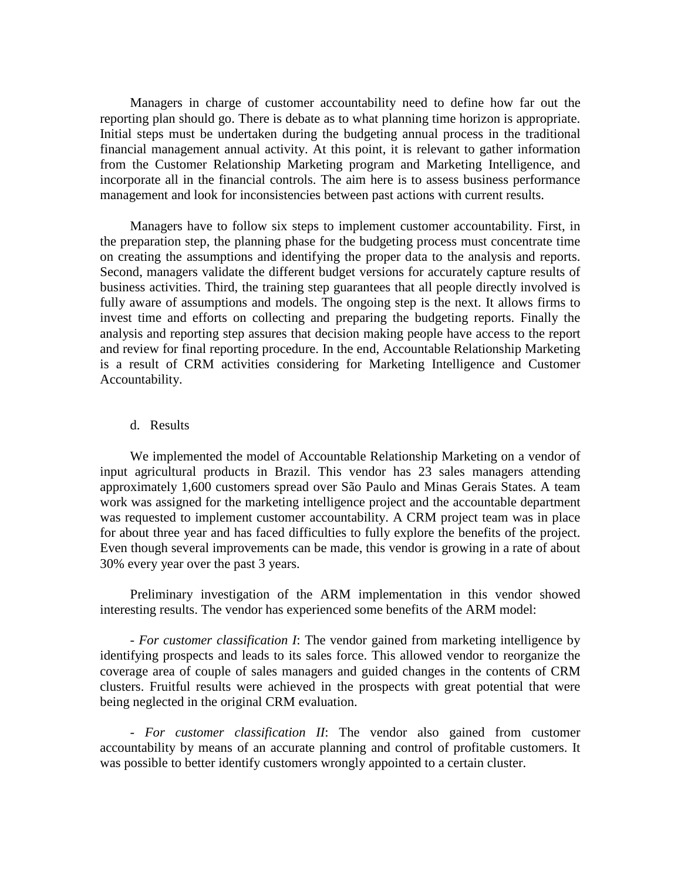Managers in charge of customer accountability need to define how far out the reporting plan should go. There is debate as to what planning time horizon is appropriate. Initial steps must be undertaken during the budgeting annual process in the traditional financial management annual activity. At this point, it is relevant to gather information from the Customer Relationship Marketing program and Marketing Intelligence, and incorporate all in the financial controls. The aim here is to assess business performance management and look for inconsistencies between past actions with current results.

Managers have to follow six steps to implement customer accountability. First, in the preparation step, the planning phase for the budgeting process must concentrate time on creating the assumptions and identifying the proper data to the analysis and reports. Second, managers validate the different budget versions for accurately capture results of business activities. Third, the training step guarantees that all people directly involved is fully aware of assumptions and models. The ongoing step is the next. It allows firms to invest time and efforts on collecting and preparing the budgeting reports. Finally the analysis and reporting step assures that decision making people have access to the report and review for final reporting procedure. In the end, Accountable Relationship Marketing is a result of CRM activities considering for Marketing Intelligence and Customer Accountability.

### d. Results

We implemented the model of Accountable Relationship Marketing on a vendor of input agricultural products in Brazil. This vendor has 23 sales managers attending approximately 1,600 customers spread over São Paulo and Minas Gerais States. A team work was assigned for the marketing intelligence project and the accountable department was requested to implement customer accountability. A CRM project team was in place for about three year and has faced difficulties to fully explore the benefits of the project. Even though several improvements can be made, this vendor is growing in a rate of about 30% every year over the past 3 years.

Preliminary investigation of the ARM implementation in this vendor showed interesting results. The vendor has experienced some benefits of the ARM model:

- *For customer classification I*: The vendor gained from marketing intelligence by identifying prospects and leads to its sales force. This allowed vendor to reorganize the coverage area of couple of sales managers and guided changes in the contents of CRM clusters. Fruitful results were achieved in the prospects with great potential that were being neglected in the original CRM evaluation.

- *For customer classification II*: The vendor also gained from customer accountability by means of an accurate planning and control of profitable customers. It was possible to better identify customers wrongly appointed to a certain cluster.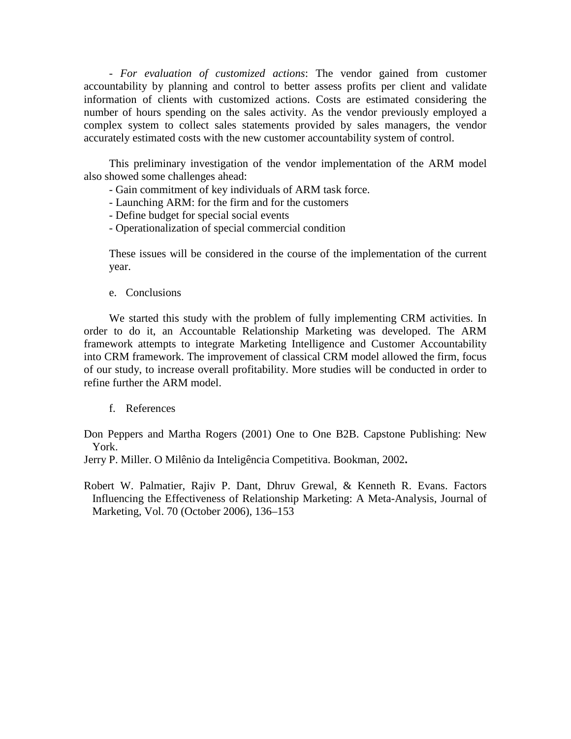- *For evaluation of customized actions*: The vendor gained from customer accountability by planning and control to better assess profits per client and validate information of clients with customized actions. Costs are estimated considering the number of hours spending on the sales activity. As the vendor previously employed a complex system to collect sales statements provided by sales managers, the vendor accurately estimated costs with the new customer accountability system of control.

This preliminary investigation of the vendor implementation of the ARM model also showed some challenges ahead:

- Gain commitment of key individuals of ARM task force.
- Launching ARM: for the firm and for the customers
- Define budget for special social events
- Operationalization of special commercial condition

These issues will be considered in the course of the implementation of the current year.

## e. Conclusions

We started this study with the problem of fully implementing CRM activities. In order to do it, an Accountable Relationship Marketing was developed. The ARM framework attempts to integrate Marketing Intelligence and Customer Accountability into CRM framework. The improvement of classical CRM model allowed the firm, focus of our study, to increase overall profitability. More studies will be conducted in order to refine further the ARM model.

## f. References

Don Peppers and Martha Rogers (2001) One to One B2B. Capstone Publishing: New York.

Jerry P. Miller. O Milênio da Inteligência Competitiva. Bookman, 2002**.**

Robert W. Palmatier, Rajiv P. Dant, Dhruv Grewal, & Kenneth R. Evans. Factors Influencing the Effectiveness of Relationship Marketing: A Meta-Analysis, Journal of Marketing, Vol. 70 (October 2006), 136–153